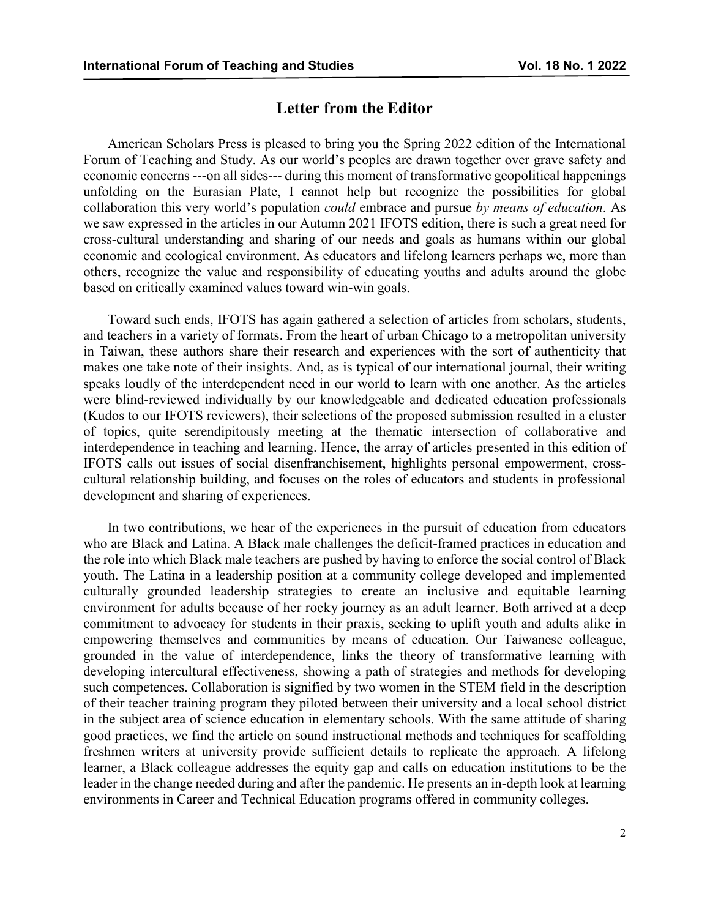# Letter from the Editor

American Scholars Press is pleased to bring you the Spring 2022 edition of the International Forum of Teaching and Study. As our world's peoples are drawn together over grave safety and economic concerns ---on all sides--- during this moment of transformative geopolitical happenings unfolding on the Eurasian Plate, I cannot help but recognize the possibilities for global collaboration this very world's population *could* embrace and pursue *by means of education*. As we saw expressed in the articles in our Autumn 2021 IFOTS edition, there is such a great need for cross-cultural understanding and sharing of our needs and goals as humans within our global economic and ecological environment. As educators and lifelong learners perhaps we, more than others, recognize the value and responsibility of educating youths and adults around the globe based on critically examined values toward win-win goals.

Toward such ends, IFOTS has again gathered a selection of articles from scholars, students, and teachers in a variety of formats. From the heart of urban Chicago to a metropolitan university in Taiwan, these authors share their research and experiences with the sort of authenticity that makes one take note of their insights. And, as is typical of our international journal, their writing speaks loudly of the interdependent need in our world to learn with one another. As the articles were blind-reviewed individually by our knowledgeable and dedicated education professionals (Kudos to our IFOTS reviewers), their selections of the proposed submission resulted in a cluster of topics, quite serendipitously meeting at the thematic intersection of collaborative and interdependence in teaching and learning. Hence, the array of articles presented in this edition of IFOTS calls out issues of social disenfranchisement, highlights personal empowerment, cross-cultural relationship building, and focuses on the roles of educators and students in professional development and sharing of experiences.

In two contributions, we hear of the experiences in the pursuit of education from educators who are Black and Latina. A Black male challenges the deficit-framed practices in education and the role into which Black male teachers are pushed by having to enforce the social control of Black youth. The Latina in a leadership position at a community college developed and implemented culturally grounded leadership strategies to create an inclusive and equitable learning environment for adults because of her rocky journey as an adult learner. Both arrived at a deep commitment to advocacy for students in their praxis, seeking to uplift youth and adults alike in empowering themselves and communities by means of education. Our Taiwanese colleague, grounded in the value of interdependence, links the theory of transformative learning with developing intercultural effectiveness, showing a path of strategies and methods for developing such competences. Collaboration is signified by two women in the STEM field in the description of their teacher training program they piloted between their university and a local school district in the subject area of science education in elementary schools. With the same attitude of sharing good practices, we find the article on sound instructional methods and techniques for scaffolding freshmen writers at university provide sufficient details to replicate the approach. A lifelong learner, a Black colleague addresses the equity gap and calls on education institutions to be the leader in the change needed during and after the pandemic. He presents an in-depth look at learning environments in Career and Technical Education programs offered in community colleges.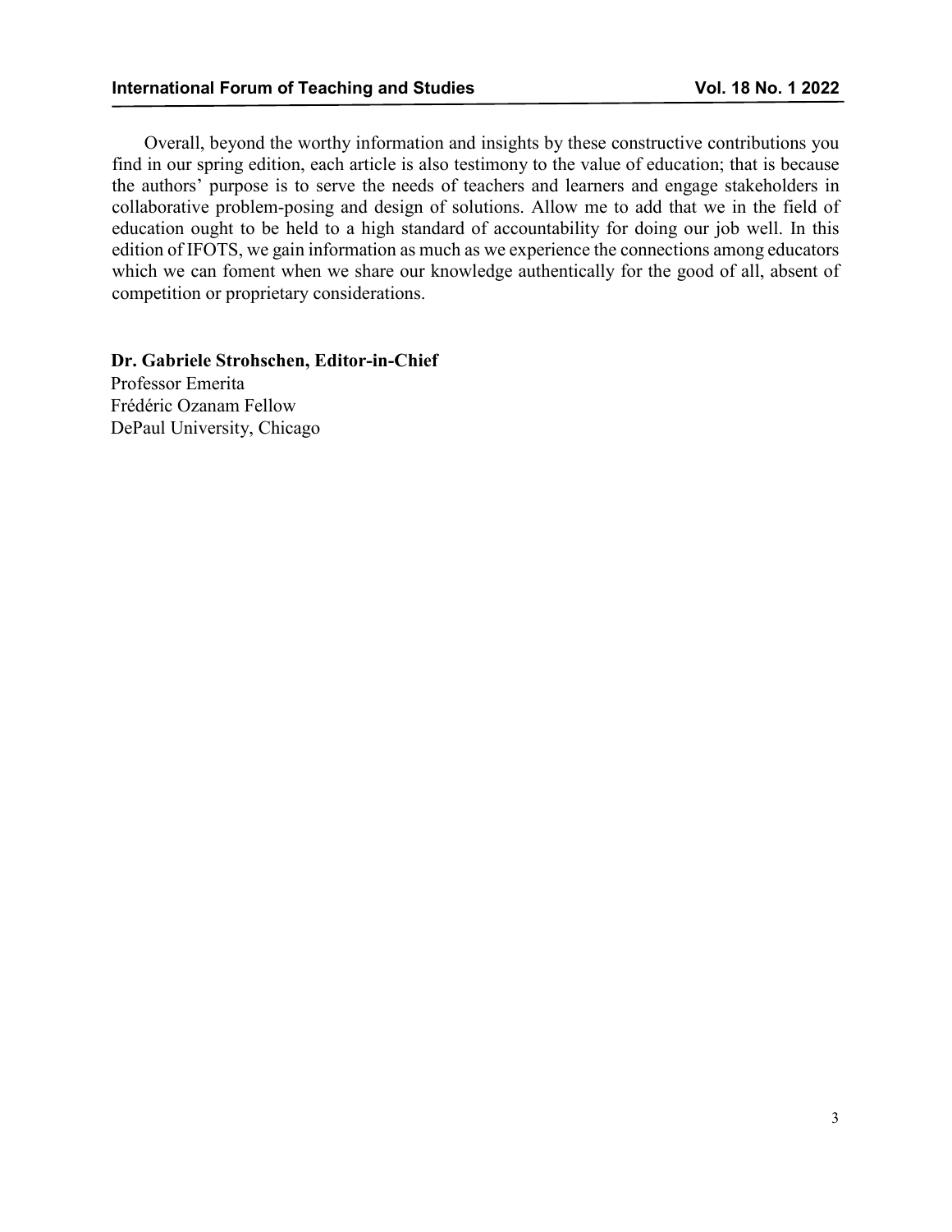Overall, beyond the worthy information and insights by these constructive contributions you find in our spring edition, each article is also testimony to the value of education; that is because the authors' purpose is to serve the needs of teachers and learners and engage stakeholders in collaborative problem-posing and design of solutions. Allow me to add that we in the field of education ought to be held to a high standard of accountability for doing our job well. In this edition of IFOTS, we gain information as much as we experience the connections among educators which we can foment when we share our knowledge authentically for the good of all, absent of competition or proprietary considerations.

**Dr. Gabriele Strohschen, Editor-in-Chief**
Professor Emerita
Frédéric Ozanam Fellow
DePaul University, Chicago